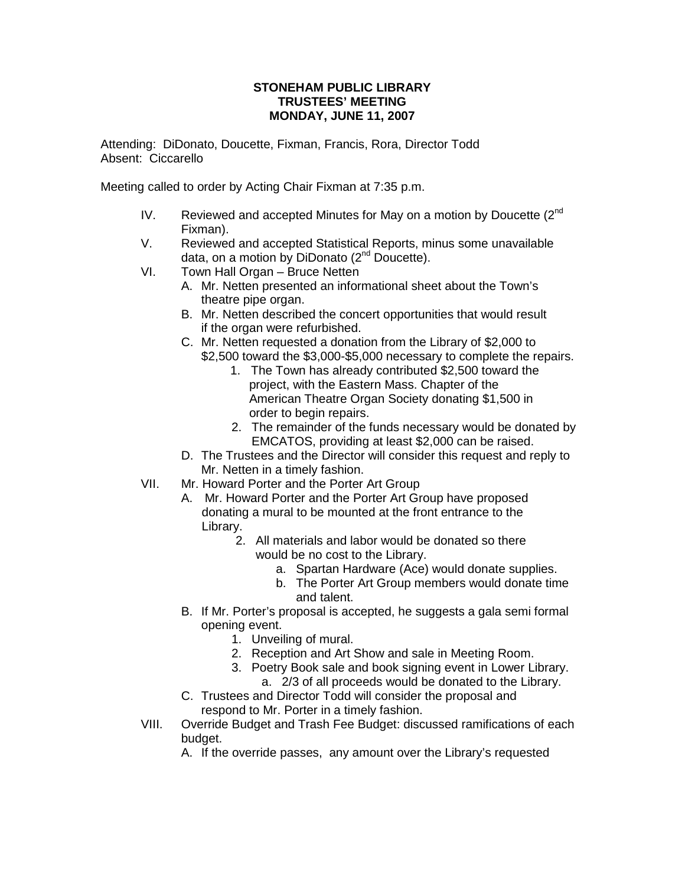**STONEHAM PUBLIC LIBRARY**
**TRUSTEES' MEETING**
**MONDAY, JUNE 11, 2007**

Attending: DiDonato, Doucette, Fixman, Francis, Rora, Director Todd
Absent: Ciccarello

Meeting called to order by Acting Chair Fixman at 7:35 p.m.

IV. Reviewed and accepted Minutes for May on a motion by Doucette (2nd Fixman).

V. Reviewed and accepted Statistical Reports, minus some unavailable data, on a motion by DiDonato (2nd Doucette).

VI. Town Hall Organ – Bruce Netten

- A. Mr. Netten presented an informational sheet about the Town's theatre pipe organ.
- B. Mr. Netten described the concert opportunities that would result if the organ were refurbished.
- C. Mr. Netten requested a donation from the Library of $2,000 to $2,500 toward the $3,000-$5,000 necessary to complete the repairs.
  1. The Town has already contributed $2,500 toward the project, with the Eastern Mass. Chapter of the American Theatre Organ Society donating $1,500 in order to begin repairs.
  2. The remainder of the funds necessary would be donated by EMCATOS, providing at least $2,000 can be raised.
- D. The Trustees and the Director will consider this request and reply to Mr. Netten in a timely fashion.

VII. Mr. Howard Porter and the Porter Art Group

- A. Mr. Howard Porter and the Porter Art Group have proposed donating a mural to be mounted at the front entrance to the Library.
  2. All materials and labor would be donated so there would be no cost to the Library.
     - a. Spartan Hardware (Ace) would donate supplies.
     - b. The Porter Art Group members would donate time and talent.
- B. If Mr. Porter's proposal is accepted, he suggests a gala semi formal opening event.
  1. Unveiling of mural.
  2. Reception and Art Show and sale in Meeting Room.
  3. Poetry Book sale and book signing event in Lower Library.
     - a. 2/3 of all proceeds would be donated to the Library.
- C. Trustees and Director Todd will consider the proposal and respond to Mr. Porter in a timely fashion.

VIII. Override Budget and Trash Fee Budget: discussed ramifications of each budget.

- A. If the override passes, any amount over the Library's requested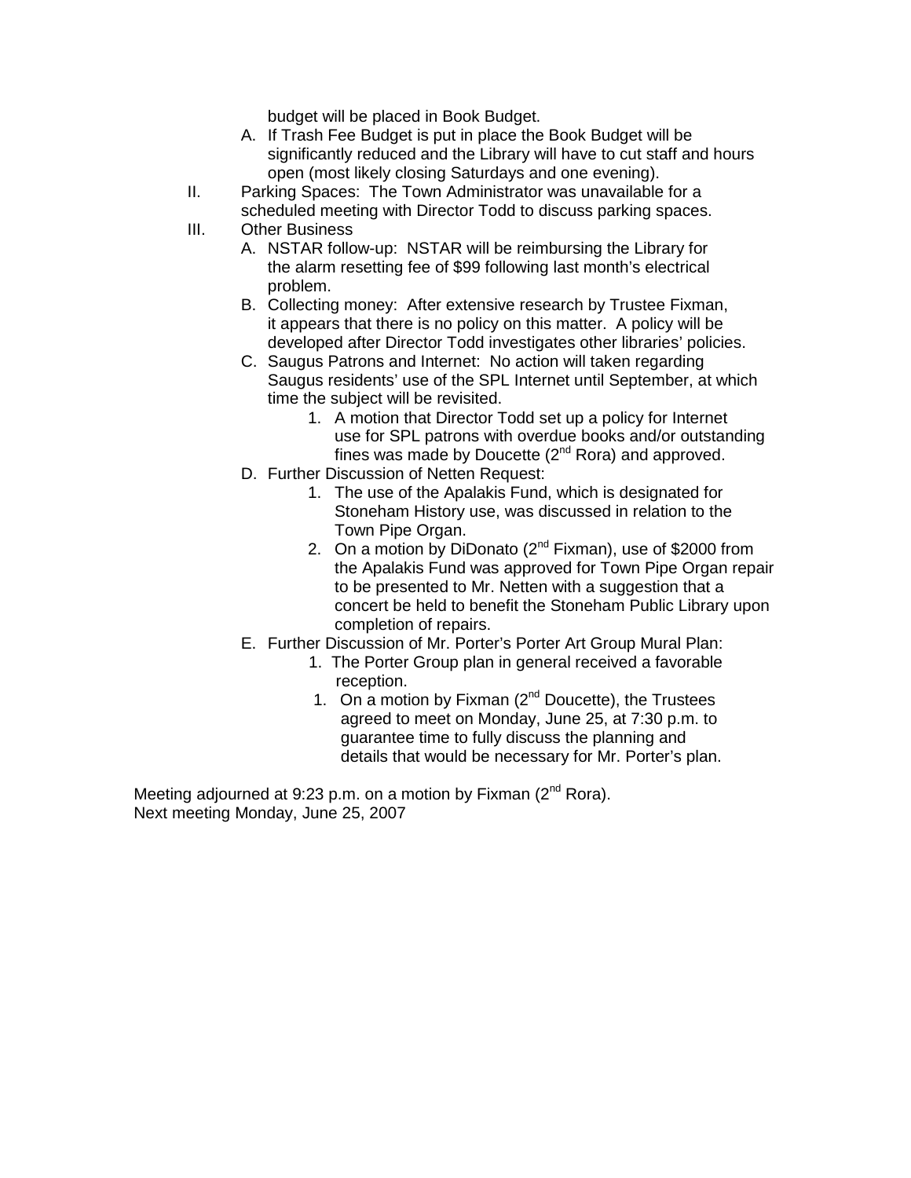budget will be placed in Book Budget.

A. If Trash Fee Budget is put in place the Book Budget will be significantly reduced and the Library will have to cut staff and hours open (most likely closing Saturdays and one evening).

II. Parking Spaces: The Town Administrator was unavailable for a scheduled meeting with Director Todd to discuss parking spaces.

III. Other Business

A. NSTAR follow-up: NSTAR will be reimbursing the Library for the alarm resetting fee of $99 following last month's electrical problem.

B. Collecting money: After extensive research by Trustee Fixman, it appears that there is no policy on this matter. A policy will be developed after Director Todd investigates other libraries' policies.

C. Saugus Patrons and Internet: No action will taken regarding Saugus residents' use of the SPL Internet until September, at which time the subject will be revisited.

1. A motion that Director Todd set up a policy for Internet use for SPL patrons with overdue books and/or outstanding fines was made by Doucette (2nd Rora) and approved.

D. Further Discussion of Netten Request:

1. The use of the Apalakis Fund, which is designated for Stoneham History use, was discussed in relation to the Town Pipe Organ.
2. On a motion by DiDonato (2nd Fixman), use of $2000 from the Apalakis Fund was approved for Town Pipe Organ repair to be presented to Mr. Netten with a suggestion that a concert be held to benefit the Stoneham Public Library upon completion of repairs.

E. Further Discussion of Mr. Porter's Porter Art Group Mural Plan:

1. The Porter Group plan in general received a favorable reception.
1. On a motion by Fixman (2nd Doucette), the Trustees agreed to meet on Monday, June 25, at 7:30 p.m. to guarantee time to fully discuss the planning and details that would be necessary for Mr. Porter's plan.

Meeting adjourned at 9:23 p.m. on a motion by Fixman (2nd Rora).
Next meeting Monday, June 25, 2007